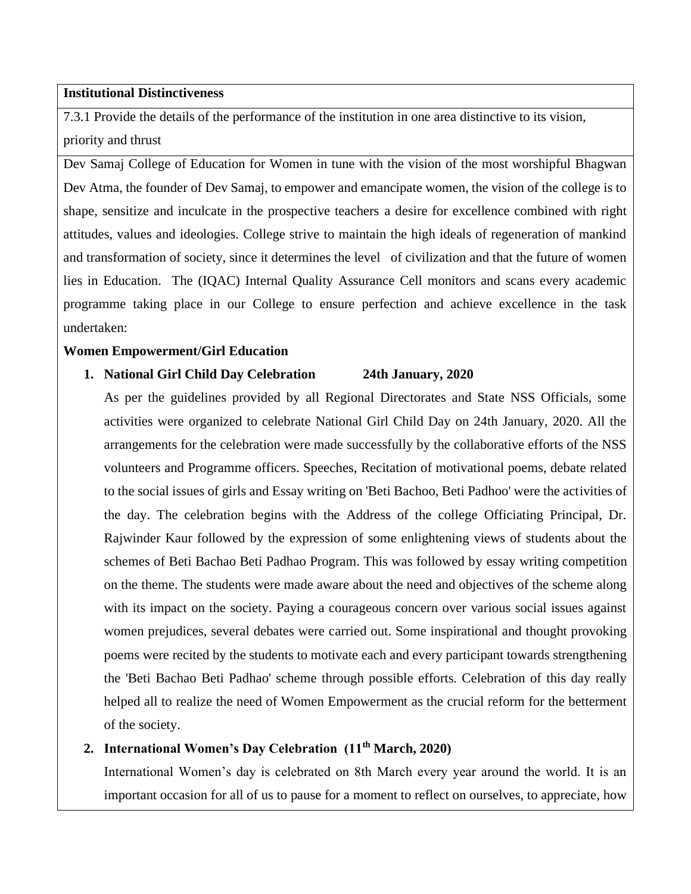**Institutional Distinctiveness**

7.3.1 Provide the details of the performance of the institution in one area distinctive to its vision, priority and thrust

Dev Samaj College of Education for Women in tune with the vision of the most worshipful Bhagwan Dev Atma, the founder of Dev Samaj, to empower and emancipate women, the vision of the college is to shape, sensitize and inculcate in the prospective teachers a desire for excellence combined with right attitudes, values and ideologies. College strive to maintain the high ideals of regeneration of mankind and transformation of society, since it determines the level of civilization and that the future of women lies in Education. The (IQAC) Internal Quality Assurance Cell monitors and scans every academic programme taking place in our College to ensure perfection and achieve excellence in the task undertaken:

**Women Empowerment/Girl Education**

1. **National Girl Child Day Celebration 24th January, 2020**

   As per the guidelines provided by all Regional Directorates and State NSS Officials, some activities were organized to celebrate National Girl Child Day on 24th January, 2020. All the arrangements for the celebration were made successfully by the collaborative efforts of the NSS volunteers and Programme officers. Speeches, Recitation of motivational poems, debate related to the social issues of girls and Essay writing on 'Beti Bachoo, Beti Padhoo' were the activities of the day. The celebration begins with the Address of the college Officiating Principal, Dr. Rajwinder Kaur followed by the expression of some enlightening views of students about the schemes of Beti Bachao Beti Padhao Program. This was followed by essay writing competition on the theme. The students were made aware about the need and objectives of the scheme along with its impact on the society. Paying a courageous concern over various social issues against women prejudices, several debates were carried out. Some inspirational and thought provoking poems were recited by the students to motivate each and every participant towards strengthening the 'Beti Bachao Beti Padhao' scheme through possible efforts. Celebration of this day really helped all to realize the need of Women Empowerment as the crucial reform for the betterment of the society.

2. **International Women's Day Celebration (11th March, 2020)**

   International Women's day is celebrated on 8th March every year around the world. It is an important occasion for all of us to pause for a moment to reflect on ourselves, to appreciate, how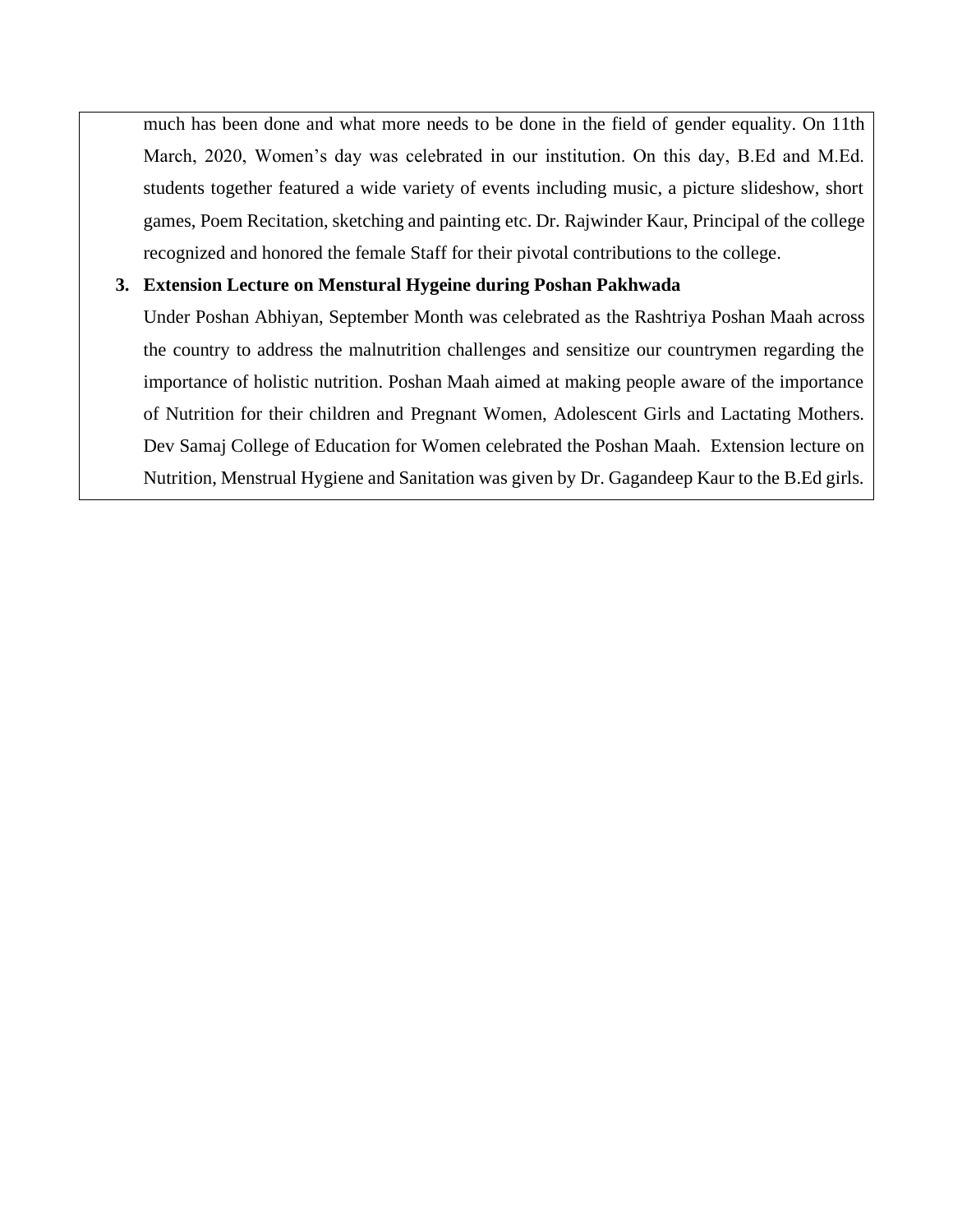much has been done and what more needs to be done in the field of gender equality. On 11th March, 2020, Women's day was celebrated in our institution. On this day, B.Ed and M.Ed. students together featured a wide variety of events including music, a picture slideshow, short games, Poem Recitation, sketching and painting etc. Dr. Rajwinder Kaur, Principal of the college recognized and honored the female Staff for their pivotal contributions to the college.

3. **Extension Lecture on Menstural Hygeine during Poshan Pakhwada**

   Under Poshan Abhiyan, September Month was celebrated as the Rashtriya Poshan Maah across the country to address the malnutrition challenges and sensitize our countrymen regarding the importance of holistic nutrition. Poshan Maah aimed at making people aware of the importance of Nutrition for their children and Pregnant Women, Adolescent Girls and Lactating Mothers. Dev Samaj College of Education for Women celebrated the Poshan Maah. Extension lecture on Nutrition, Menstrual Hygiene and Sanitation was given by Dr. Gagandeep Kaur to the B.Ed girls.